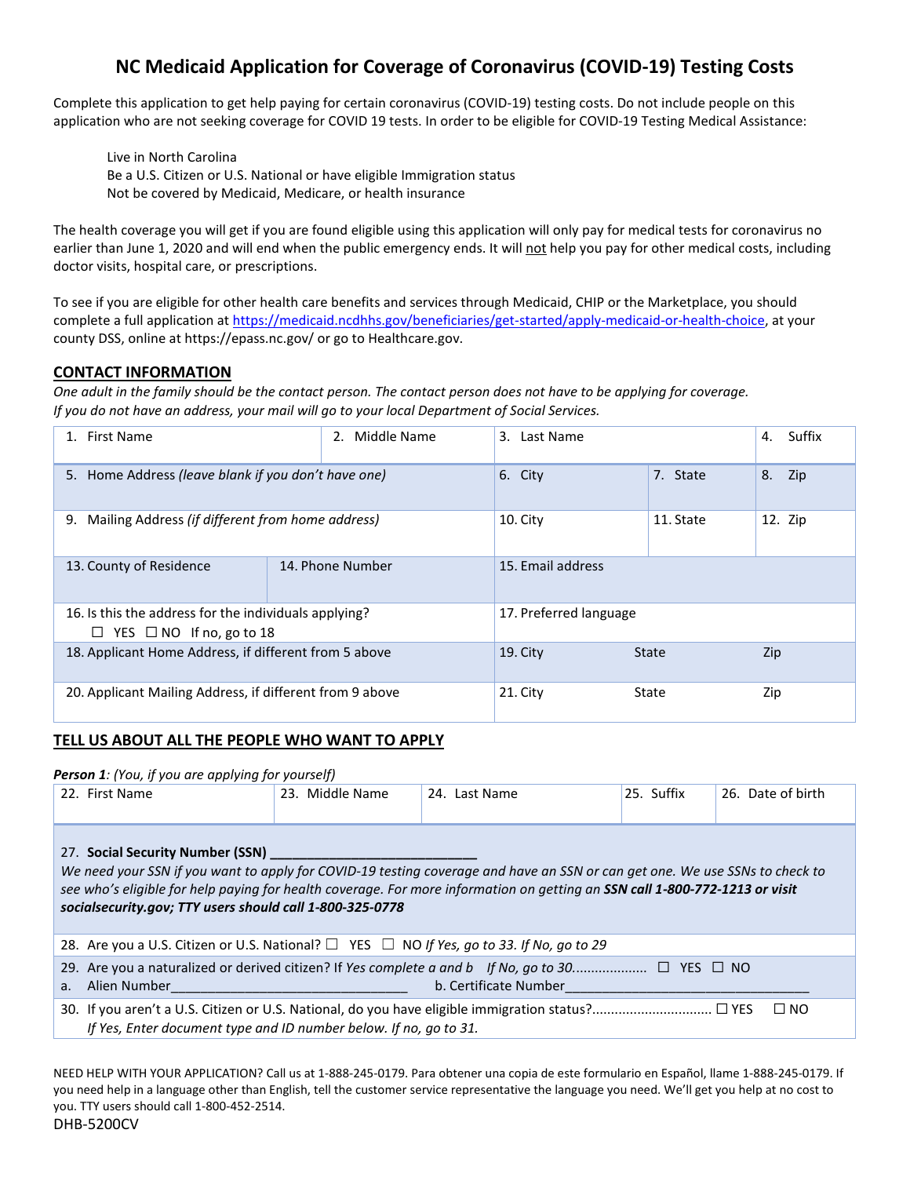# NC Medicaid Application for Coverage of Coronavirus (COVID-19) Testing Costs

Complete this application to get help paying for certain coronavirus (COVID-19) testing costs. Do not include people on this application who are not seeking coverage for COVID 19 tests. In order to be eligible for COVID-19 Testing Medical Assistance:

- Live in North Carolina
- Be a U.S. Citizen or U.S. National or have eligible Immigration status
- Not be covered by Medicaid, Medicare, or health insurance

The health coverage you will get if you are found eligible using this application will only pay for medical tests for coronavirus no earlier than June 1, 2020 and will end when the public emergency ends. It will not help you pay for other medical costs, including doctor visits, hospital care, or prescriptions.

To see if you are eligible for other health care benefits and services through Medicaid, CHIP or the Marketplace, you should complete a full application at https://medicaid.ncdhhs.gov/beneficiaries/get-started/apply-medicaid-or-health-choice, at your county DSS, online at https://epass.nc.gov/ or go to Healthcare.gov.

## CONTACT INFORMATION

*One adult in the family should be the contact person. The contact person does not have to be applying for coverage. If you do not have an address, your mail will go to your local Department of Social Services.*

| 1. First Name | 2. Middle Name | 3. Last Name | 4. Suffix |
|---|---|---|---|
| 5. Home Address *(leave blank if you don't have one)* | 6. City | 7. State | 8. Zip |
| 9. Mailing Address *(if different from home address)* | 10. City | 11. State | 12. Zip |
| 13. County of Residence | 14. Phone Number | 15. Email address | |
| 16. Is this the address for the individuals applying? ☐ YES ☐ NO If no, go to 18 | 17. Preferred language | | |
| 18. Applicant Home Address, if different from 5 above | 19. City | State | Zip |
| 20. Applicant Mailing Address, if different from 9 above | 21. City | State | Zip |

## TELL US ABOUT ALL THE PEOPLE WHO WANT TO APPLY

***Person 1**: (You, if you are applying for yourself)*

| 22. First Name | 23. Middle Name | 24. Last Name | 25. Suffix | 26. Date of birth |
|---|---|---|---|---|

27. **Social Security Number (SSN)** ____________________________

*We need your SSN if you want to apply for COVID-19 testing coverage and have an SSN or can get one. We use SSNs to check to see who's eligible for help paying for health coverage. For more information on getting an **SSN call 1-800-772-1213 or visit socialsecurity.gov; TTY users should call 1-800-325-0778***

28. Are you a U.S. Citizen or U.S. National? ☐ YES ☐ NO *If Yes, go to 33. If No, go to 29*

29. Are you a naturalized or derived citizen? If *Yes complete a and b* *If No, go to 30*.................. ☐ YES ☐ NO
   a. Alien Number________________________________ b. Certificate Number__________________________________

30. If you aren't a U.S. Citizen or U.S. National, do you have eligible immigration status?............................... ☐ YES ☐ NO
   *If Yes, Enter document type and ID number below. If no, go to 31.*

NEED HELP WITH YOUR APPLICATION? Call us at 1-888-245-0179. Para obtener una copia de este formulario en Español, llame 1-888-245-0179. If you need help in a language other than English, tell the customer service representative the language you need. We'll get you help at no cost to you. TTY users should call 1-800-452-2514.

DHB-5200CV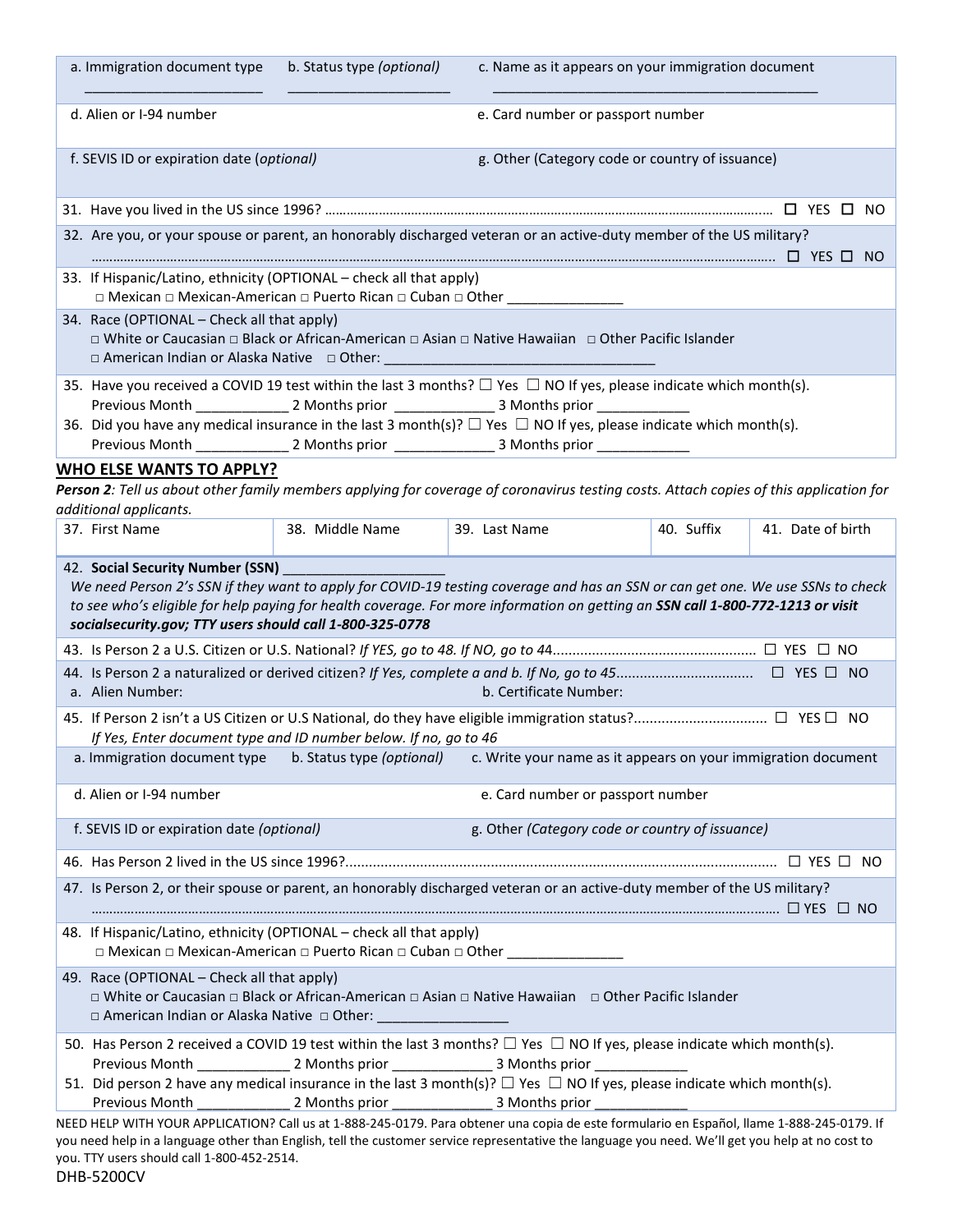| a. Immigration document type | b. Status type *(optional)* | c. Name as it appears on your immigration document |
|---|---|---|
| _______________________ | _____________________ | ____________________________________________ |

| d. Alien or I-94 number | e. Card number or passport number |
|---|---|
| f. SEVIS ID or expiration date *(optional)* | g. Other (Category code or country of issuance) |

31. Have you lived in the US since 1996? ………………………………………………………………………………………………………… ☐ YES ☐ NO

32. Are you, or your spouse or parent, an honorably discharged veteran or an active-duty member of the US military? ………………………………………………………………………………………………………………………………………………………… ☐ YES ☐ NO

33. If Hispanic/Latino, ethnicity (OPTIONAL – check all that apply)
□ Mexican □ Mexican-American □ Puerto Rican □ Cuban □ Other _______________

34. Race (OPTIONAL – Check all that apply)
□ White or Caucasian □ Black or African-American □ Asian □ Native Hawaiian □ Other Pacific Islander
□ American Indian or Alaska Native □ Other: ____________________________________

35. Have you received a COVID 19 test within the last 3 months? ☐ Yes ☐ NO If yes, please indicate which month(s).
Previous Month ____________ 2 Months prior _____________ 3 Months prior ____________

36. Did you have any medical insurance in the last 3 month(s)? ☐ Yes ☐ NO If yes, please indicate which month(s).
Previous Month ____________ 2 Months prior _____________ 3 Months prior ____________

## WHO ELSE WANTS TO APPLY?

***Person 2**: Tell us about other family members applying for coverage of coronavirus testing costs. Attach copies of this application for additional applicants.*

| 37. First Name | 38. Middle Name | 39. Last Name | 40. Suffix | 41. Date of birth |
|---|---|---|---|---|
| | | | | |

42. **Social Security Number (SSN)** _____________________
*We need Person 2's SSN if they want to apply for COVID-19 testing coverage and has an SSN or can get one. We use SSNs to check to see who's eligible for help paying for health coverage. For more information on getting an **SSN call 1-800-772-1213 or visit socialsecurity.gov; TTY users should call 1-800-325-0778***

43. Is Person 2 a U.S. Citizen or U.S. National? *If YES, go to 48. If NO, go to 44*.................................................. ☐ YES ☐ NO

44. Is Person 2 a naturalized or derived citizen? *If Yes, complete a and b. If No, go to 45*.................................. ☐ YES ☐ NO
a. Alien Number: b. Certificate Number:

45. If Person 2 isn't a US Citizen or U.S National, do they have eligible immigration status?................................. ☐ YES ☐ NO
*If Yes, Enter document type and ID number below. If no, go to 46*

| a. Immigration document type | b. Status type *(optional)* | c. Write your name as it appears on your immigration document |
|---|---|---|
| | | |

| d. Alien or I-94 number | e. Card number or passport number |
|---|---|
| f. SEVIS ID or expiration date *(optional)* | g. Other *(Category code or country of issuance)* |

46. Has Person 2 lived in the US since 1996?.............................................................................................. ☐ YES ☐ NO

47. Is Person 2, or their spouse or parent, an honorably discharged veteran or an active-duty member of the US military? ………………………………………………………………………………………………………………………………………………………….. ☐ YES ☐ NO

48. If Hispanic/Latino, ethnicity (OPTIONAL – check all that apply)
□ Mexican □ Mexican-American □ Puerto Rican □ Cuban □ Other _______________

49. Race (OPTIONAL – Check all that apply)
□ White or Caucasian □ Black or African-American □ Asian □ Native Hawaiian □ Other Pacific Islander
□ American Indian or Alaska Native □ Other: _________________

50. Has Person 2 received a COVID 19 test within the last 3 months? ☐ Yes ☐ NO If yes, please indicate which month(s).
Previous Month ____________ 2 Months prior _____________ 3 Months prior ____________

51. Did person 2 have any medical insurance in the last 3 month(s)? ☐ Yes ☐ NO If yes, please indicate which month(s).
Previous Month ____________ 2 Months prior _____________ 3 Months prior ____________

NEED HELP WITH YOUR APPLICATION? Call us at 1-888-245-0179. Para obtener una copia de este formulario en Español, llame 1-888-245-0179. If you need help in a language other than English, tell the customer service representative the language you need. We'll get you help at no cost to you. TTY users should call 1-800-452-2514.

DHB-5200CV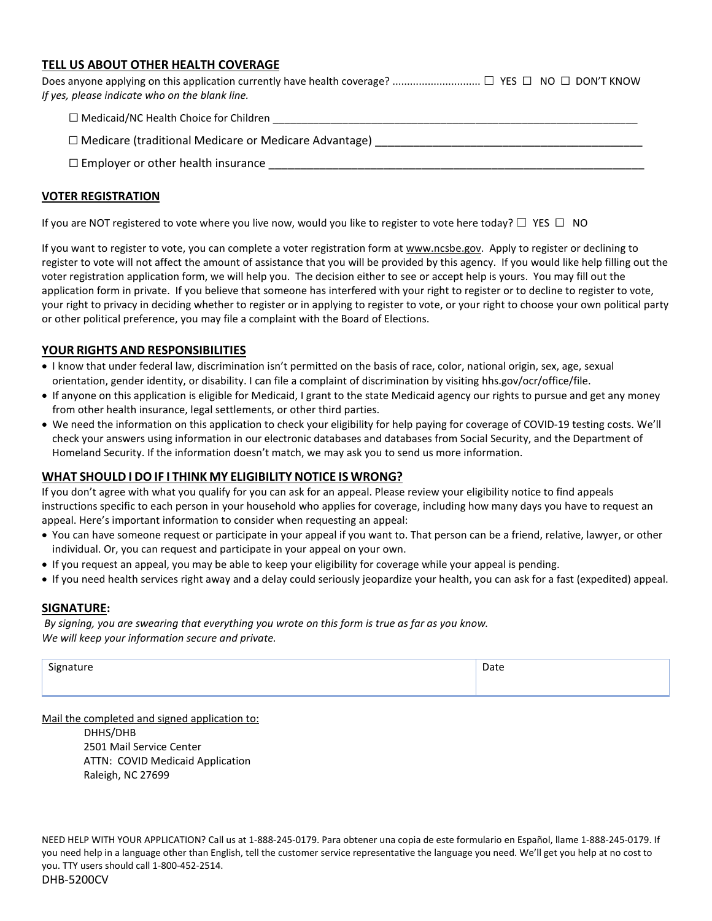## TELL US ABOUT OTHER HEALTH COVERAGE

Does anyone applying on this application currently have health coverage? ............................. ☐ YES ☐ NO ☐ DON'T KNOW
*If yes, please indicate who on the blank line.*

☐ Medicaid/NC Health Choice for Children ____________________________________________________________

☐ Medicare (traditional Medicare or Medicare Advantage) ________________________________________

☐ Employer or other health insurance ____________________________________________________________

## VOTER REGISTRATION

If you are NOT registered to vote where you live now, would you like to register to vote here today? ☐ YES ☐ NO

If you want to register to vote, you can complete a voter registration form at www.ncsbe.gov. Apply to register or declining to register to vote will not affect the amount of assistance that you will be provided by this agency. If you would like help filling out the voter registration application form, we will help you. The decision either to see or accept help is yours. You may fill out the application form in private. If you believe that someone has interfered with your right to register or to decline to register to vote, your right to privacy in deciding whether to register or in applying to register to vote, or your right to choose your own political party or other political preference, you may file a complaint with the Board of Elections.

## YOUR RIGHTS AND RESPONSIBILITIES

- I know that under federal law, discrimination isn't permitted on the basis of race, color, national origin, sex, age, sexual orientation, gender identity, or disability. I can file a complaint of discrimination by visiting hhs.gov/ocr/office/file.
- If anyone on this application is eligible for Medicaid, I grant to the state Medicaid agency our rights to pursue and get any money from other health insurance, legal settlements, or other third parties.
- We need the information on this application to check your eligibility for help paying for coverage of COVID-19 testing costs. We'll check your answers using information in our electronic databases and databases from Social Security, and the Department of Homeland Security. If the information doesn't match, we may ask you to send us more information.

## WHAT SHOULD I DO IF I THINK MY ELIGIBILITY NOTICE IS WRONG?

If you don't agree with what you qualify for you can ask for an appeal. Please review your eligibility notice to find appeals instructions specific to each person in your household who applies for coverage, including how many days you have to request an appeal. Here's important information to consider when requesting an appeal:

- You can have someone request or participate in your appeal if you want to. That person can be a friend, relative, lawyer, or other individual. Or, you can request and participate in your appeal on your own.
- If you request an appeal, you may be able to keep your eligibility for coverage while your appeal is pending.
- If you need health services right away and a delay could seriously jeopardize your health, you can ask for a fast (expedited) appeal.

## SIGNATURE:

*By signing, you are swearing that everything you wrote on this form is true as far as you know.*
*We will keep your information secure and private.*

| Signature | Date |
|---|---|
| | |

Mail the completed and signed application to:

DHHS/DHB
2501 Mail Service Center
ATTN: COVID Medicaid Application
Raleigh, NC 27699

NEED HELP WITH YOUR APPLICATION? Call us at 1-888-245-0179. Para obtener una copia de este formulario en Español, llame 1-888-245-0179. If you need help in a language other than English, tell the customer service representative the language you need. We'll get you help at no cost to you. TTY users should call 1-800-452-2514.

DHB-5200CV